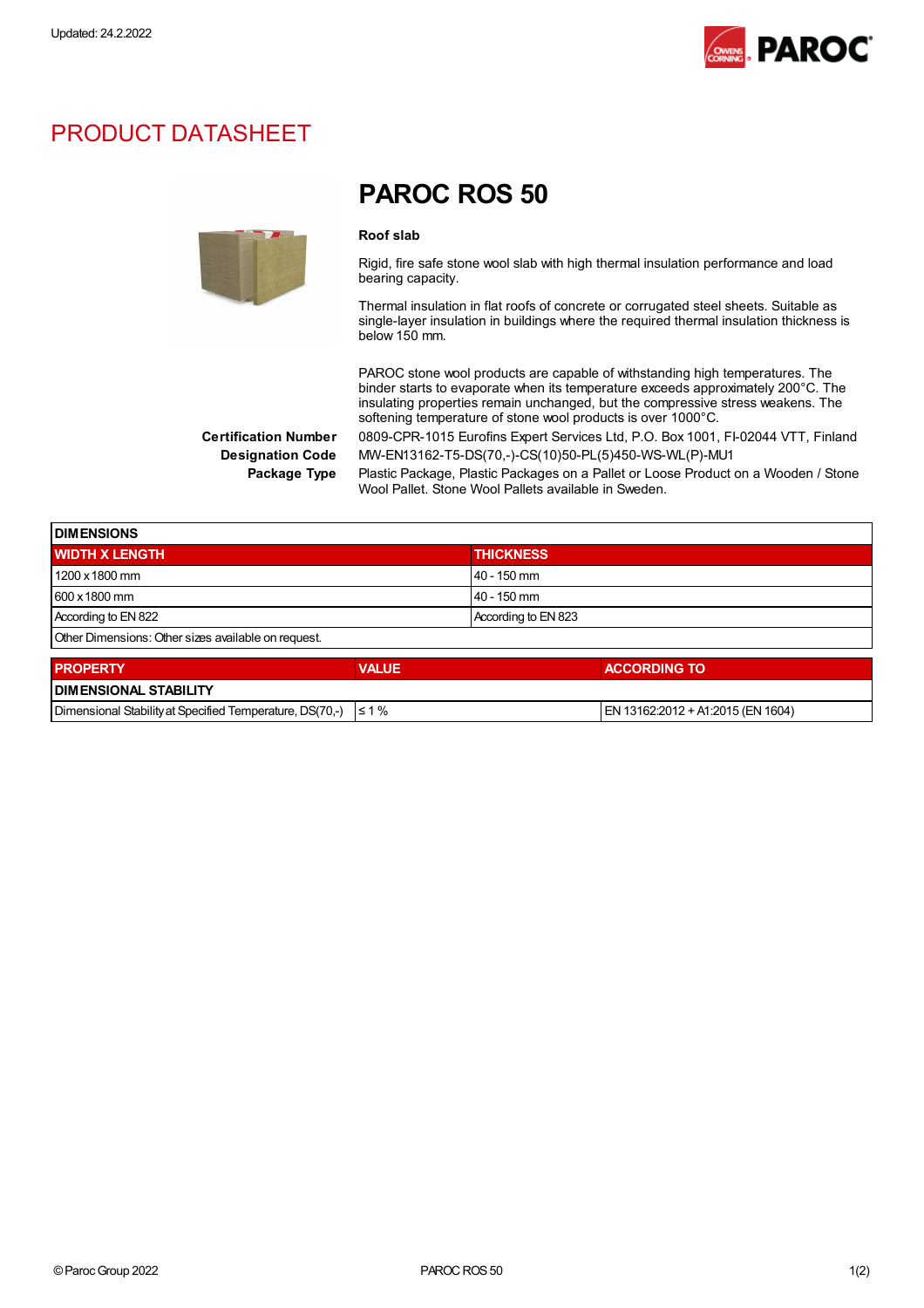Updated: 24.2.2022

# PRODUCT DATASHEET

## PAROC ROS 50

**Roof slab**

Rigid, fire safe stone wool slab with high thermal insulation performance and load bearing capacity.

Thermal insulation in flat roofs of concrete or corrugated steel sheets. Suitable as single-layer insulation in buildings where the required thermal insulation thickness is below 150 mm.

PAROC stone wool products are capable of withstanding high temperatures. The binder starts to evaporate when its temperature exceeds approximately 200°C. The insulating properties remain unchanged, but the compressive stress weakens. The softening temperature of stone wool products is over 1000°C.

**Certification Number** 0809-CPR-1015 Eurofins Expert Services Ltd, P.O. Box 1001, FI-02044 VTT, Finland

**Designation Code** MW-EN13162-T5-DS(70,-)-CS(10)50-PL(5)450-WS-WL(P)-MU1

**Package Type** Plastic Package, Plastic Packages on a Pallet or Loose Product on a Wooden / Stone Wool Pallet. Stone Wool Pallets available in Sweden.

| DIMENSIONS | |
|---|---|
| **WIDTH X LENGTH** | **THICKNESS** |
| 1200 x 1800 mm | 40 - 150 mm |
| 600 x 1800 mm | 40 - 150 mm |
| According to EN 822 | According to EN 823 |
| Other Dimensions: Other sizes available on request. | |

| PROPERTY | VALUE | ACCORDING TO |
|---|---|---|
| **DIMENSIONAL STABILITY** | | |
| Dimensional Stability at Specified Temperature, DS(70,-) | ≤ 1 % | EN 13162:2012 + A1:2015 (EN 1604) |

© Paroc Group 2022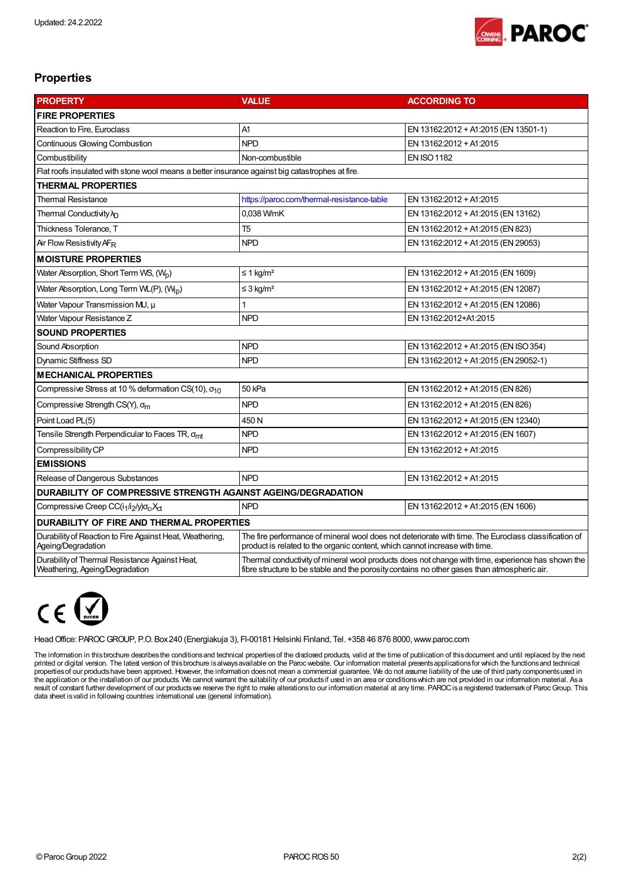Updated: 24.2.2022

## Properties

| PROPERTY | VALUE | ACCORDING TO |
|---|---|---|
| **FIRE PROPERTIES** | | |
| Reaction to Fire, Euroclass | A1 | EN 13162:2012 + A1:2015 (EN 13501-1) |
| Continuous Glowing Combustion | NPD | EN 13162:2012 + A1:2015 |
| Combustibility | Non-combustible | EN ISO 1182 |
| Flat roofs insulated with stone wool means a better insurance against big catastrophes at fire. | | |
| **THERMAL PROPERTIES** | | |
| Thermal Resistance | https://paroc.com/thermal-resistance-table | EN 13162:2012 + A1:2015 |
| Thermal Conductivity $\lambda_D$ | 0,038 W/mK | EN 13162:2012 + A1:2015 (EN 13162) |
| Thickness Tolerance, T | T5 | EN 13162:2012 + A1:2015 (EN 823) |
| Air Flow Resistivity $AF_R$ | NPD | EN 13162:2012 + A1:2015 (EN 29053) |
| **MOISTURE PROPERTIES** | | |
| Water Absorption, Short Term WS, ($W_p$) | ≤ 1 kg/m² | EN 13162:2012 + A1:2015 (EN 1609) |
| Water Absorption, Long Term WL(P), ($W_{lp}$) | ≤ 3 kg/m² | EN 13162:2012 + A1:2015 (EN 12087) |
| Water Vapour Transmission MU, µ | 1 | EN 13162:2012 + A1:2015 (EN 12086) |
| Water Vapour Resistance Z | NPD | EN 13162:2012+A1:2015 |
| **SOUND PROPERTIES** | | |
| Sound Absorption | NPD | EN 13162:2012 + A1:2015 (EN ISO 354) |
| Dynamic Stiffness SD | NPD | EN 13162:2012 + A1:2015 (EN 29052-1) |
| **MECHANICAL PROPERTIES** | | |
| Compressive Stress at 10 % deformation CS(10), $\sigma_{10}$ | 50 kPa | EN 13162:2012 + A1:2015 (EN 826) |
| Compressive Strength CS(Y), $\sigma_m$ | NPD | EN 13162:2012 + A1:2015 (EN 826) |
| Point Load PL(5) | 450 N | EN 13162:2012 + A1:2015 (EN 12340) |
| Tensile Strength Perpendicular to Faces TR, $\sigma_{mt}$ | NPD | EN 13162:2012 + A1:2015 (EN 1607) |
| Compressibility CP | NPD | EN 13162:2012 + A1:2015 |
| **EMISSIONS** | | |
| Release of Dangerous Substances | NPD | EN 13162:2012 + A1:2015 |
| **DURABILITY OF COMPRESSIVE STRENGTH AGAINST AGEING/DEGRADATION** | | |
| Compressive Creep $CC(i_1/i_2/y)\sigma_c X_{ct}$ | NPD | EN 13162:2012 + A1:2015 (EN 1606) |
| **DURABILITY OF FIRE AND THERMAL PROPERTIES** | | |
| Durability of Reaction to Fire Against Heat, Weathering, Ageing/Degradation | The fire performance of mineral wool does not deteriorate with time. The Euroclass classification of product is related to the organic content, which cannot increase with time. | |
| Durability of Thermal Resistance Against Heat, Weathering, Ageing/Degradation | Thermal conductivity of mineral wool products does not change with time, experience has shown the fibre structure to be stable and the porosity contains no other gases than atmospheric air. | |

Head Office: PAROC GROUP, P.O. Box 240 (Energiakuja 3), FI-00181 Helsinki Finland, Tel. +358 46 876 8000, www.paroc.com

The information in this brochure describes the conditions and technical properties of the disclosed products, valid at the time of publication of this document and until replaced by the next printed or digital version. The latest version of this brochure is always available on the Paroc website. Our information material presents applications for which the functions and technical properties of our products have been approved. However, the information does not mean a commercial guarantee. We do not assume liability of the use of third party components used in the application or the installation of our products. We cannot warrant the suitability of our products if used in an area or conditions which are not provided in our information material. As a result of constant further development of our products we reserve the right to make alterations to our information material at any time. PAROC is a registered trademark of Paroc Group. This data sheet is valid in following countries: international use (general information).

© Paroc Group 2022 PAROC ROS 50